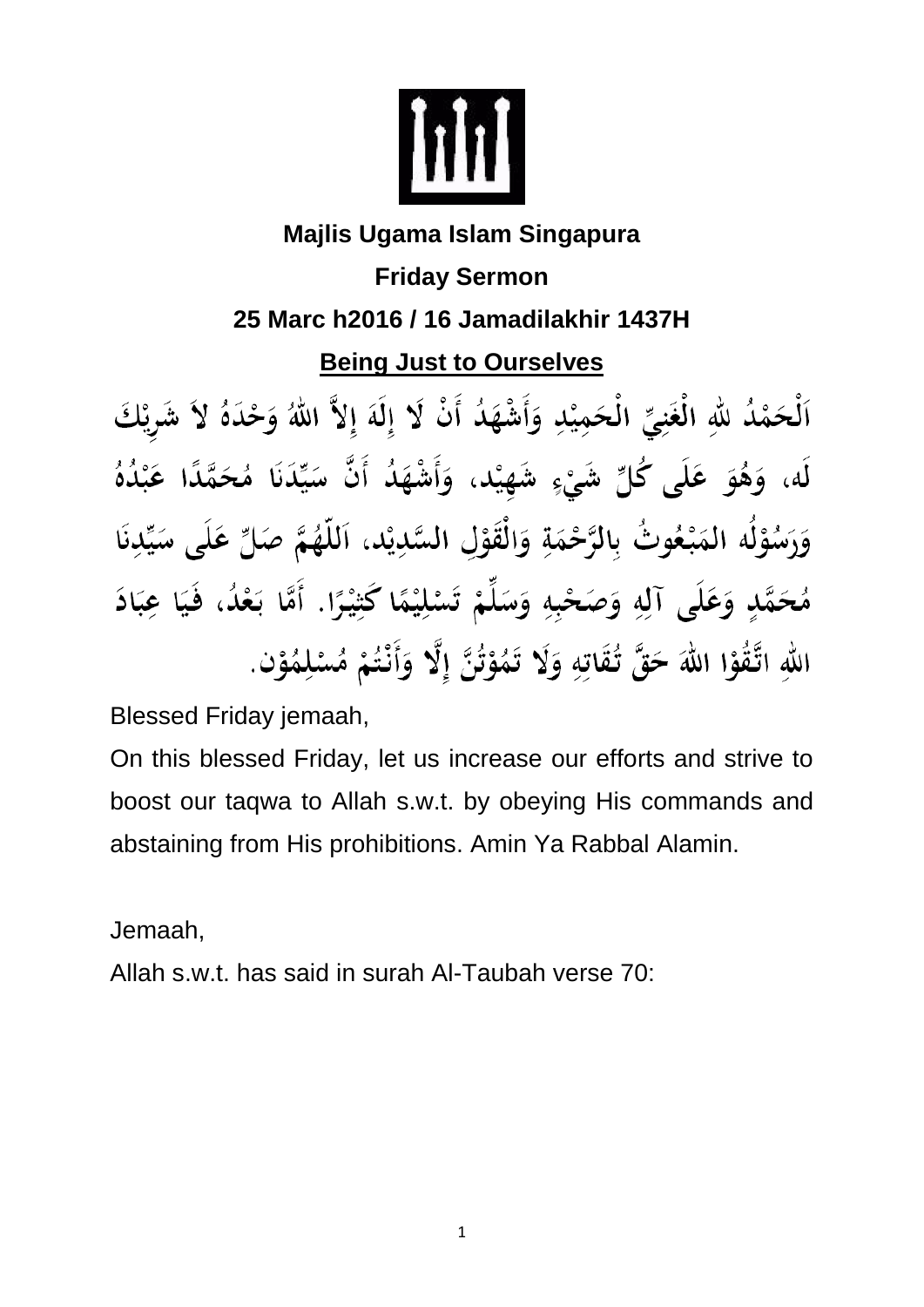**Majlis Ugama Islam Singapura**

**Friday Sermon**

**25 Marc h2016 / 16 Jamadilakhir 1437H**

## Being Just to Ourselves

اَلْحَمْدُ للهِ الْغَنِيِّ الْحَمِيْدِ وَأَشْهَدُ أَنْ لَا إِلَهَ إِلاَّ اللهُ وَحْدَهُ لاَ شَرِيْكَ لَه، وَهُوَ عَلَى كُلِّ شَيْءٍ شَهِيْد، وَأَشْهَدُ أَنَّ سَيِّدَنَا مُحَمَّدًا عَبْدُهُ وَرَسُوْلُه المَبْعُوثُ بِالرَّحْمَةِ وَالْقَوْلِ السَّدِيْد، اَللّهُمَّ صَلِّ عَلَى سَيِّدِنَا مُحَمَّدٍ وَعَلَى آلِهِ وَصَحْبِهِ وَسَلِّمْ تَسْلِيْمًا كَثِيْرًا. أَمَّا بَعْدُ، فَيَا عِبَادَ اللهِ اتَّقُوْا اللهَ حَقَّ تُقَاتِهِ وَلَا تَمُوْتُنَّ إِلَّا وَأَنْتُمْ مُسْلِمُوْن.

Blessed Friday jemaah,

On this blessed Friday, let us increase our efforts and strive to boost our taqwa to Allah s.w.t. by obeying His commands and abstaining from His prohibitions. Amin Ya Rabbal Alamin.

Jemaah,

Allah s.w.t. has said in surah Al-Taubah verse 70: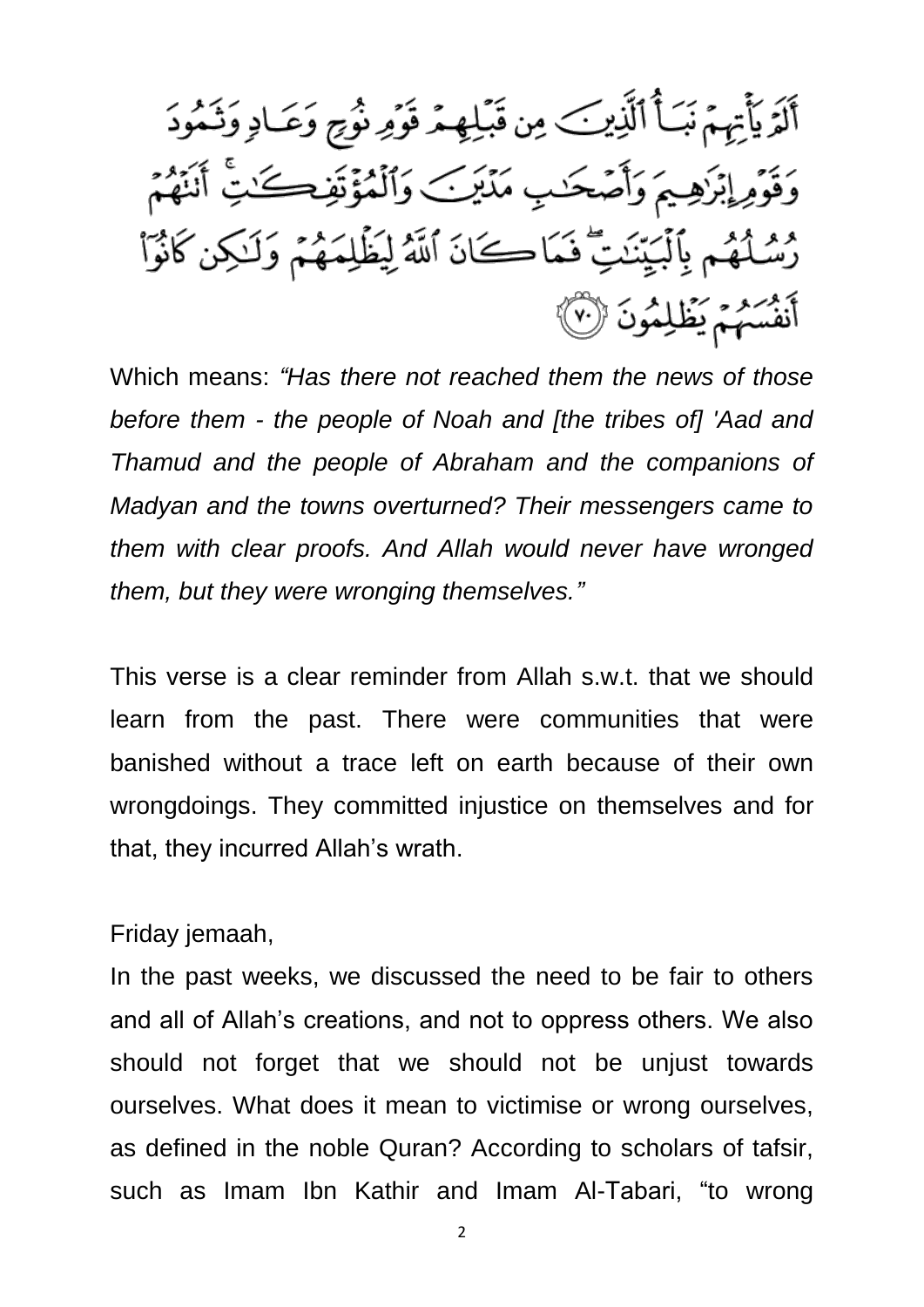أَلَمْ يَأْتِهِمْ نَبَأُ ٱلَّذِينَ مِن قَبْلِهِمْ قَوْمِ نُوحٍ وَعَادٍ وَثَمُودَ وَقَوْمِ إِبْرَٰهِيمَ وَأَصْحَٰبِ مَدْيَنَ وَٱلْمُؤْتَفِكَٰتِ ۚ أَتَتْهُمْ رُسُلُهُم بِٱلْبَيِّنَٰتِ ۖ فَمَا كَانَ ٱللَّهُ لِيَظْلِمَهُمْ وَلَٰكِن كَانُوٓا۟ أَنفُسَهُمْ يَظْلِمُونَ ﴿٧٠﴾

Which means: *"Has there not reached them the news of those before them - the people of Noah and [the tribes of] 'Aad and Thamud and the people of Abraham and the companions of Madyan and the towns overturned? Their messengers came to them with clear proofs. And Allah would never have wronged them, but they were wronging themselves."*

This verse is a clear reminder from Allah s.w.t. that we should learn from the past. There were communities that were banished without a trace left on earth because of their own wrongdoings. They committed injustice on themselves and for that, they incurred Allah's wrath.

Friday jemaah,

In the past weeks, we discussed the need to be fair to others and all of Allah's creations, and not to oppress others. We also should not forget that we should not be unjust towards ourselves. What does it mean to victimise or wrong ourselves, as defined in the noble Quran? According to scholars of tafsir, such as Imam Ibn Kathir and Imam Al-Tabari, "to wrong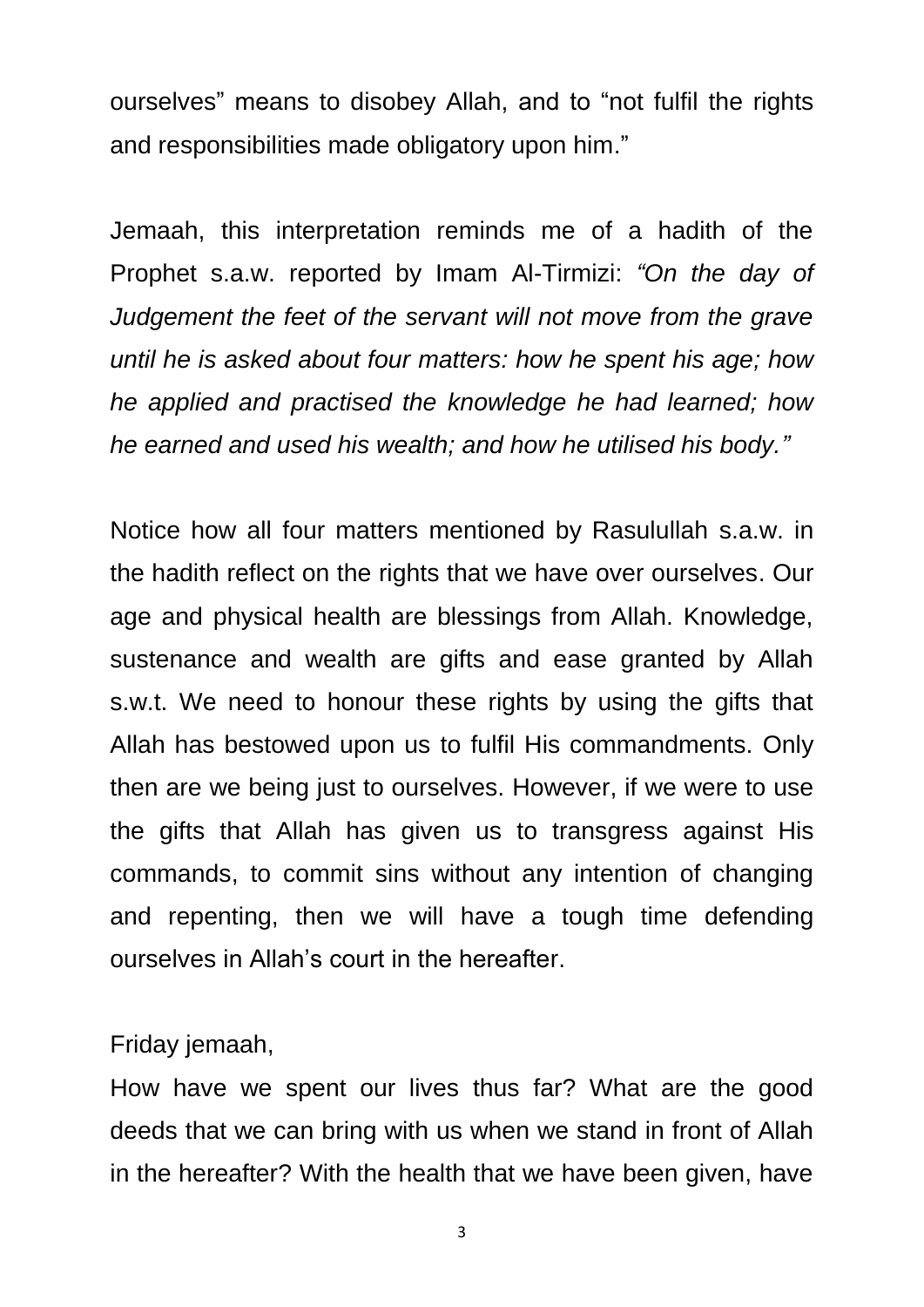ourselves" means to disobey Allah, and to "not fulfil the rights and responsibilities made obligatory upon him."

Jemaah, this interpretation reminds me of a hadith of the Prophet s.a.w. reported by Imam Al-Tirmizi: *"On the day of Judgement the feet of the servant will not move from the grave until he is asked about four matters: how he spent his age; how he applied and practised the knowledge he had learned; how he earned and used his wealth; and how he utilised his body."*

Notice how all four matters mentioned by Rasulullah s.a.w. in the hadith reflect on the rights that we have over ourselves. Our age and physical health are blessings from Allah. Knowledge, sustenance and wealth are gifts and ease granted by Allah s.w.t. We need to honour these rights by using the gifts that Allah has bestowed upon us to fulfil His commandments. Only then are we being just to ourselves. However, if we were to use the gifts that Allah has given us to transgress against His commands, to commit sins without any intention of changing and repenting, then we will have a tough time defending ourselves in Allah's court in the hereafter.

Friday jemaah,

How have we spent our lives thus far? What are the good deeds that we can bring with us when we stand in front of Allah in the hereafter? With the health that we have been given, have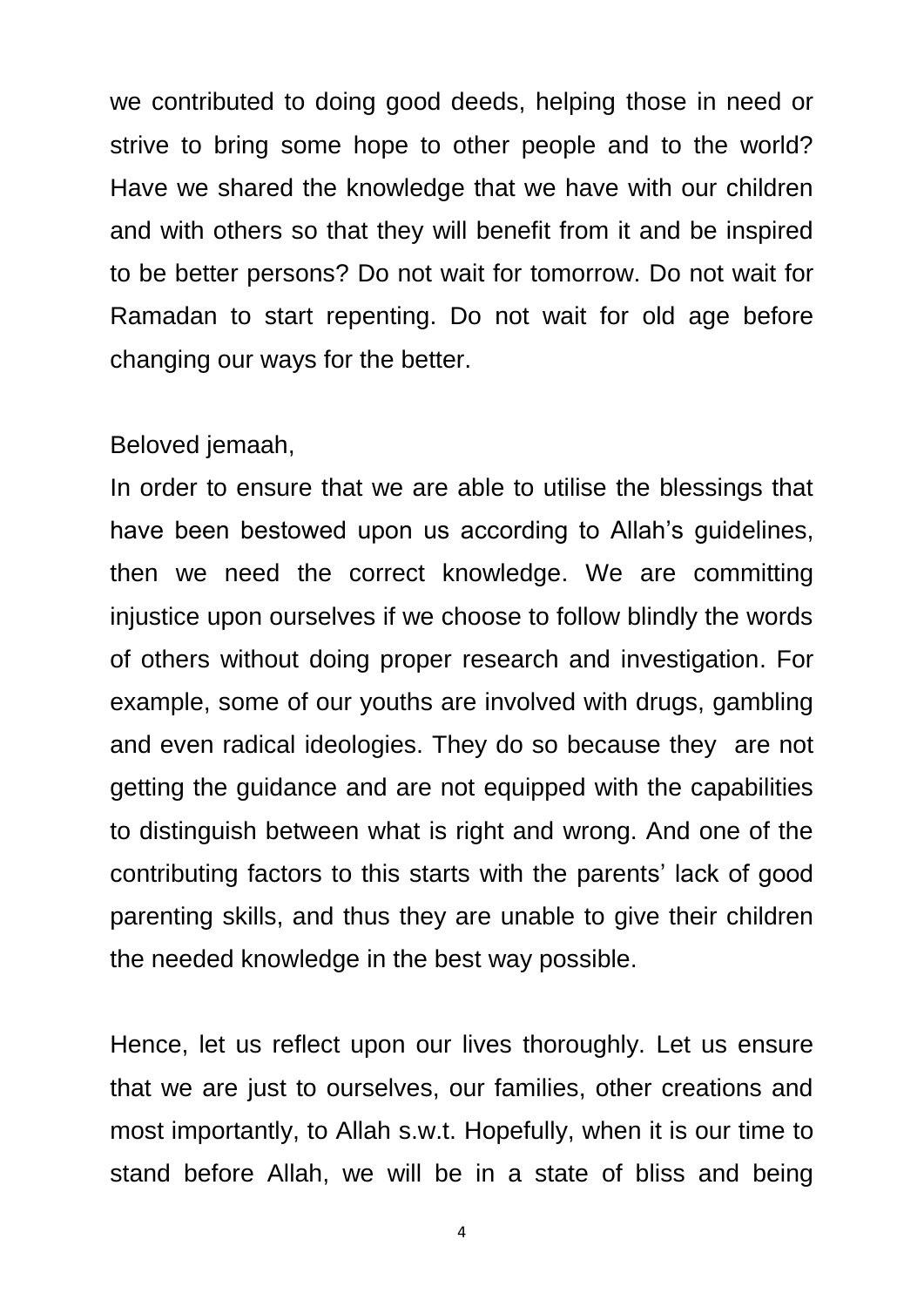we contributed to doing good deeds, helping those in need or strive to bring some hope to other people and to the world? Have we shared the knowledge that we have with our children and with others so that they will benefit from it and be inspired to be better persons? Do not wait for tomorrow. Do not wait for Ramadan to start repenting. Do not wait for old age before changing our ways for the better.

Beloved jemaah,

In order to ensure that we are able to utilise the blessings that have been bestowed upon us according to Allah's guidelines, then we need the correct knowledge. We are committing injustice upon ourselves if we choose to follow blindly the words of others without doing proper research and investigation. For example, some of our youths are involved with drugs, gambling and even radical ideologies. They do so because they are not getting the guidance and are not equipped with the capabilities to distinguish between what is right and wrong. And one of the contributing factors to this starts with the parents' lack of good parenting skills, and thus they are unable to give their children the needed knowledge in the best way possible.

Hence, let us reflect upon our lives thoroughly. Let us ensure that we are just to ourselves, our families, other creations and most importantly, to Allah s.w.t. Hopefully, when it is our time to stand before Allah, we will be in a state of bliss and being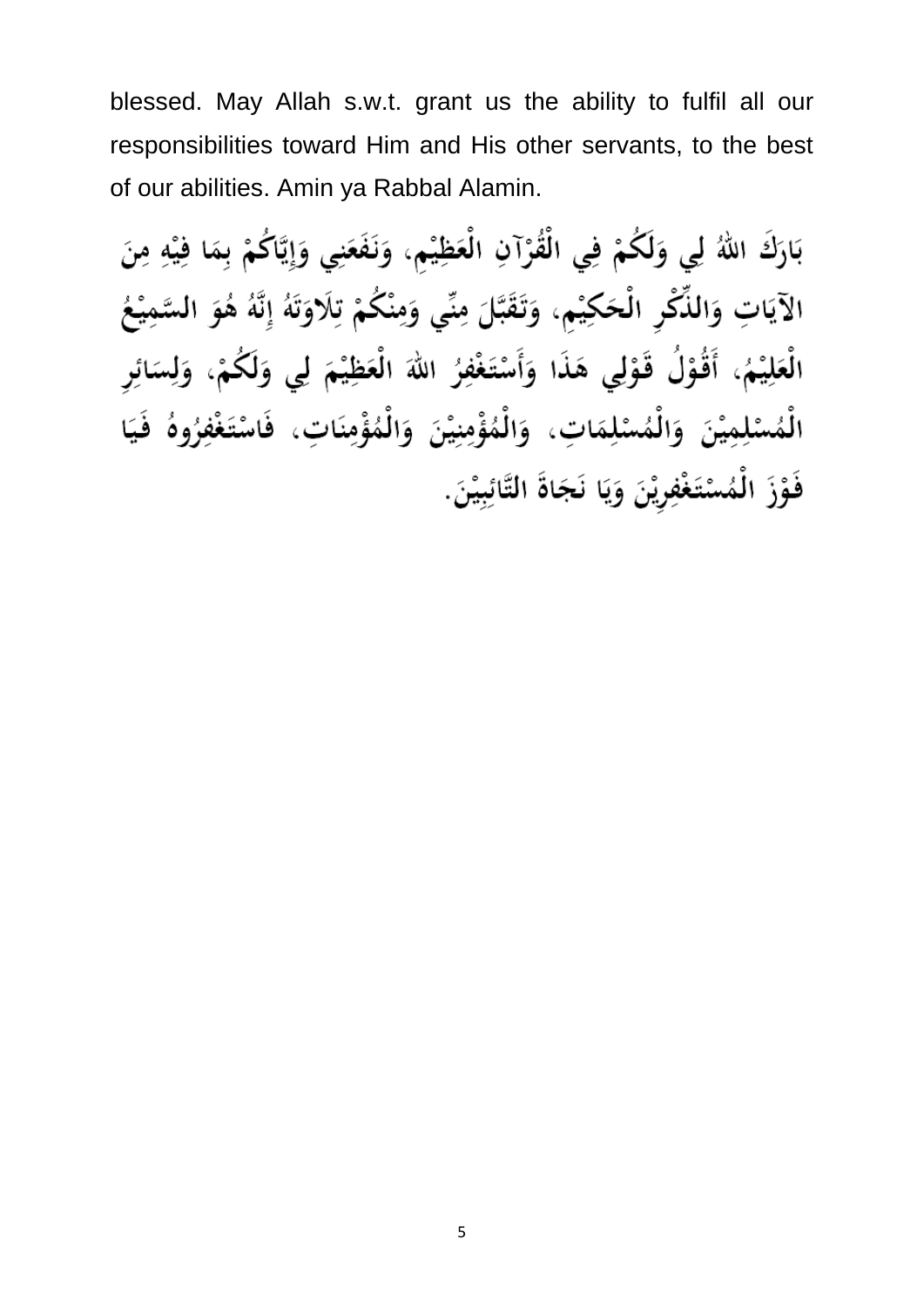blessed. May Allah s.w.t. grant us the ability to fulfil all our responsibilities toward Him and His other servants, to the best of our abilities. Amin ya Rabbal Alamin.

بَارَكَ اللهُ لِي وَلَكُمْ فِي الْقُرْآنِ الْعَظِيْمِ، وَنَفَعَنِي وَإِيَّاكُمْ بِمَا فِيْهِ مِنَ الآيَاتِ وَالذِّكْرِ الْحَكِيْمِ، وَتَقَبَّلَ مِنِّي وَمِنْكُمْ تِلَاوَتَهُ إِنَّهُ هُوَ السَّمِيْعُ الْعَلِيْمُ، أَقُوْلُ قَوْلِي هَذَا وَأَسْتَغْفِرُ اللهَ الْعَظِيْمَ لِي وَلَكُمْ، وَلِسَائِرِ الْمُسْلِمِيْنَ وَالْمُسْلِمَاتِ، وَالْمُؤْمِنِيْنَ وَالْمُؤْمِنَاتِ، فَاسْتَغْفِرُوهُ فَيَا فَوْزَ الْمُسْتَغْفِرِيْنَ وَيَا نَجَاةَ التَّائِبِيْنَ.